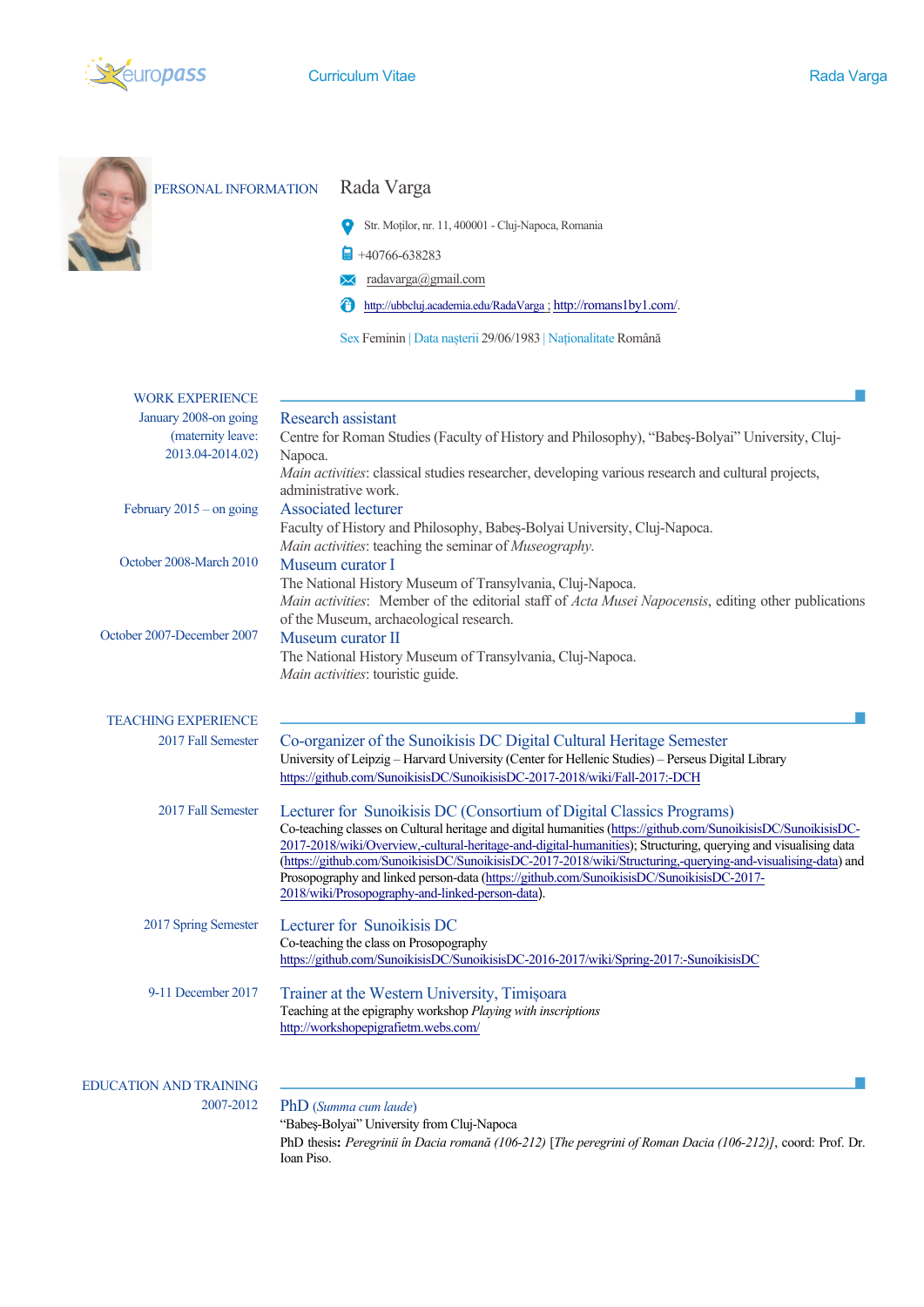# Curriculum Vitae

## PERSONAL INFORMATION

### Rada Varga

Str. Moților, nr. 11, 400001 - Cluj-Napoca, Romania

+40766-638283

radavarga@gmail.com

http://ubbcluj.academia.edu/RadaVarga ; http://romans1by1.com/.

Sex Feminin | Data nașterii 29/06/1983 | Naționalitate Română

## WORK EXPERIENCE

**January 2008-on going (maternity leave: 2013.04-2014.02)**

### Research assistant

Centre for Roman Studies (Faculty of History and Philosophy), "Babeș-Bolyai" University, Cluj-Napoca.

*Main activities*: classical studies researcher, developing various research and cultural projects, administrative work.

**February 2015 – on going**

### Associated lecturer

Faculty of History and Philosophy, Babeș-Bolyai University, Cluj-Napoca.

*Main activities*: teaching the seminar of *Museography*.

**October 2008-March 2010**

### Museum curator I

The National History Museum of Transylvania, Cluj-Napoca.

*Main activities*: Member of the editorial staff of *Acta Musei Napocensis*, editing other publications of the Museum, archaeological research.

**October 2007-December 2007**

### Museum curator II

The National History Museum of Transylvania, Cluj-Napoca.

*Main activities*: touristic guide.

## TEACHING EXPERIENCE

**2017 Fall Semester**

### Co-organizer of the Sunoikisis DC Digital Cultural Heritage Semester

University of Leipzig – Harvard University (Center for Hellenic Studies) – Perseus Digital Library

https://github.com/SunoikisisDC/SunoikisisDC-2017-2018/wiki/Fall-2017:-DCH

**2017 Fall Semester**

### Lecturer for Sunoikisis DC (Consortium of Digital Classics Programs)

Co-teaching classes on Cultural heritage and digital humanities (https://github.com/SunoikisisDC/SunoikisisDC-2017-2018/wiki/Overview,-cultural-heritage-and-digital-humanities); Structuring, querying and visualising data (https://github.com/SunoikisisDC/SunoikisisDC-2017-2018/wiki/Structuring,-querying-and-visualising-data) and Prosopography and linked person-data (https://github.com/SunoikisisDC/SunoikisisDC-2017-2018/wiki/Prosopography-and-linked-person-data).

**2017 Spring Semester**

### Lecturer for Sunoikisis DC

Co-teaching the class on Prosopography

https://github.com/SunoikisisDC/SunoikisisDC-2016-2017/wiki/Spring-2017:-SunoikisisDC

**9-11 December 2017**

### Trainer at the Western University, Timișoara

Teaching at the epigraphy workshop *Playing with inscriptions*

http://workshopepigrafietm.webs.com/

## EDUCATION AND TRAINING

**2007-2012**

### PhD (*Summa cum laude*)

"Babeș-Bolyai" University from Cluj-Napoca

PhD thesis**:** *Peregrinii în Dacia romană (106-212)* [*The peregrini of Roman Dacia (106-212)*], coord: Prof. Dr. Ioan Piso.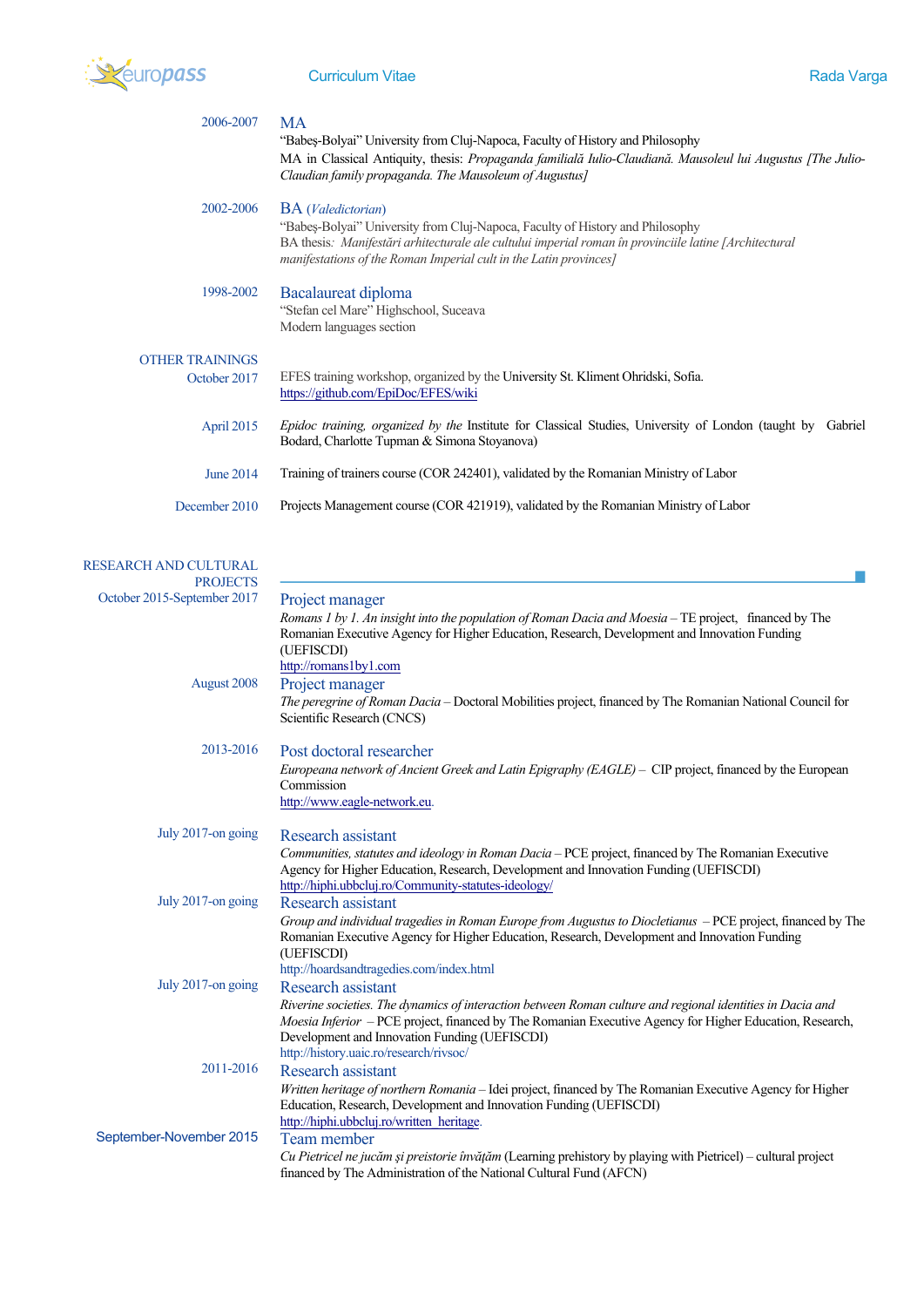**2006-2007**

### MA

"Babeş-Bolyai" University from Cluj-Napoca, Faculty of History and Philosophy

MA in Classical Antiquity, thesis: *Propaganda familială Iulio-Claudiană. Mausoleul lui Augustus [The Julio-Claudian family propaganda. The Mausoleum of Augustus]*

**2002-2006**

### BA (*Valedictorian*)

"Babeş-Bolyai" University from Cluj-Napoca, Faculty of History and Philosophy

BA thesis*: Manifestări arhitecturale ale cultului imperial roman în provinciile latine [Architectural manifestations of the Roman Imperial cult in the Latin provinces]*

**1998-2002**

### Bacalaureat diploma

"Stefan cel Mare" Highschool, Suceava

Modern languages section

## OTHER TRAININGS

**October 2017**

EFES training workshop, organized by the University St. Kliment Ohridski, Sofia.
https://github.com/EpiDoc/EFES/wiki

**April 2015**

*Epidoc training, organized by the* Institute for Classical Studies, University of London (taught by Gabriel Bodard, Charlotte Tupman & Simona Stoyanova)

**June 2014**

Training of trainers course (COR 242401), validated by the Romanian Ministry of Labor

**December 2010**

Projects Management course (COR 421919), validated by the Romanian Ministry of Labor

## RESEARCH AND CULTURAL PROJECTS

**October 2015-September 2017**

### Project manager

*Romans 1 by 1. An insight into the population of Roman Dacia and Moesia* – TE project, financed by The Romanian Executive Agency for Higher Education, Research, Development and Innovation Funding (UEFISCDI)
http://romans1by1.com

**August 2008**

### Project manager

*The peregrine of Roman Dacia* – Doctoral Mobilities project, financed by The Romanian National Council for Scientific Research (CNCS)

**2013-2016**

### Post doctoral researcher

*Europeana network of Ancient Greek and Latin Epigraphy (EAGLE)* – CIP project, financed by the European Commission
http://www.eagle-network.eu.

**July 2017-on going**

### Research assistant

*Communities, statutes and ideology in Roman Dacia* – PCE project, financed by The Romanian Executive Agency for Higher Education, Research, Development and Innovation Funding (UEFISCDI)
http://hiphi.ubbcluj.ro/Community-statutes-ideology/

**July 2017-on going**

### Research assistant

*Group and individual tragedies in Roman Europe from Augustus to Diocletianus* – PCE project, financed by The Romanian Executive Agency for Higher Education, Research, Development and Innovation Funding (UEFISCDI)
http://hoardsandtragedies.com/index.html

**July 2017-on going**

### Research assistant

*Riverine societies. The dynamics of interaction between Roman culture and regional identities in Dacia and Moesia Inferior* – PCE project, financed by The Romanian Executive Agency for Higher Education, Research, Development and Innovation Funding (UEFISCDI)
http://history.uaic.ro/research/rivsoc/

**2011-2016**

### Research assistant

*Written heritage of northern Romania* – Idei project, financed by The Romanian Executive Agency for Higher Education, Research, Development and Innovation Funding (UEFISCDI)
http://hiphi.ubbcluj.ro/written_heritage.

**September-November 2015**

### Team member

*Cu Pietricel ne jucăm și preistorie învățăm* (Learning prehistory by playing with Pietricel) – cultural project financed by The Administration of the National Cultural Fund (AFCN)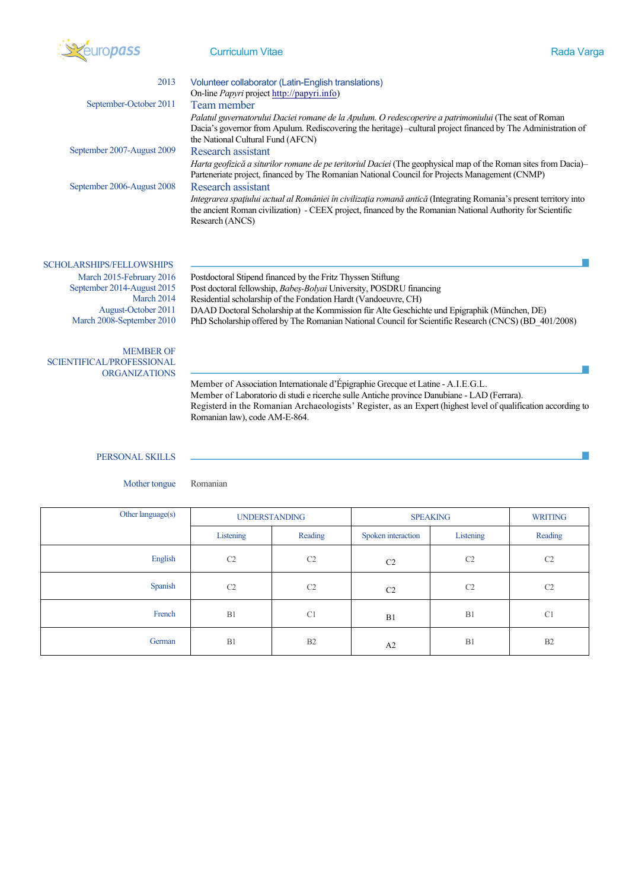2013 — **Volunteer collaborator (Latin-English translations)**
On-line *Papyri* project http://papyri.info)

September-October 2011 — **Team member**
*Palatul guvernatorului Daciei romane de la Apulum. O redescoperire a patrimoniului* (The seat of Roman Dacia's governor from Apulum. Rediscovering the heritage) –cultural project financed by The Administration of the National Cultural Fund (AFCN)

September 2007-August 2009 — **Research assistant**
*Harta geofizică a siturilor romane de pe teritoriul Daciei* (The geophysical map of the Roman sites from Dacia)– Parteneriate project, financed by The Romanian National Council for Projects Management (CNMP)

September 2006-August 2008 — **Research assistant**
*Integrarea spațiului actual al României în civilizația romană antică* (Integrating Romania's present territory into the ancient Roman civilization) - CEEX project, financed by the Romanian National Authority for Scientific Research (ANCS)

## SCHOLARSHIPS/FELLOWSHIPS

- March 2015-February 2016 — Postdoctoral Stipend financed by the Fritz Thyssen Stiftung
- September 2014-August 2015 — Post doctoral fellowship, *Babeș-Bolyai* University, POSDRU financing
- March 2014 — Residential scholarship of the Fondation Hardt (Vandoeuvre, CH)
- August-October 2011 — DAAD Doctoral Scholarship at the Kommission für Alte Geschichte und Epigraphik (München, DE)
- March 2008-September 2010 — PhD Scholarship offered by The Romanian National Council for Scientific Research (CNCS) (BD_401/2008)

## MEMBER OF SCIENTIFICAL/PROFESSIONAL ORGANIZATIONS

Member of Association Internationale d'Épigraphie Grecque et Latine - A.I.E.G.L.
Member of Laboratorio di studi e ricerche sulle Antiche province Danubiane - LAD (Ferrara).
Registerd in the Romanian Archaeologists' Register, as an Expert (highest level of qualification according to Romanian law), code AM-E-864.

## PERSONAL SKILLS

Mother tongue: Romanian

| Other language(s) | UNDERSTANDING | | SPEAKING | | WRITING |
|---|---|---|---|---|---|
| | Listening | Reading | Spoken interaction | Listening | Reading |
| English | C2 | C2 | C2 | C2 | C2 |
| Spanish | C2 | C2 | C2 | C2 | C2 |
| French | B1 | C1 | B1 | B1 | C1 |
| German | B1 | B2 | A2 | B1 | B2 |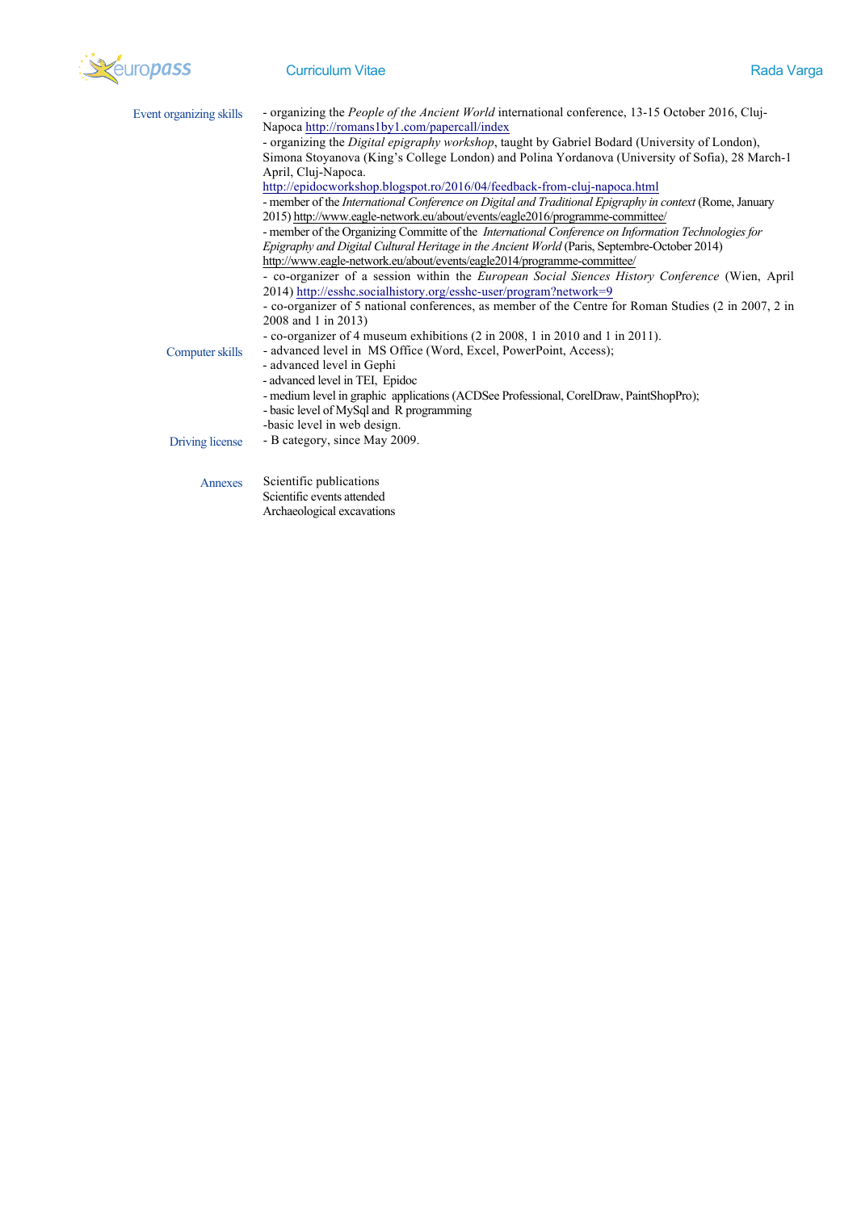**Event organizing skills**

- organizing the *People of the Ancient World* international conference, 13-15 October 2016, Cluj-Napoca http://romans1by1.com/papercall/index
- organizing the *Digital epigraphy workshop*, taught by Gabriel Bodard (University of London), Simona Stoyanova (King's College London) and Polina Yordanova (University of Sofia), 28 March-1 April, Cluj-Napoca. http://epidocworkshop.blogspot.ro/2016/04/feedback-from-cluj-napoca.html
- member of the *International Conference on Digital and Traditional Epigraphy in context* (Rome, January 2015) http://www.eagle-network.eu/about/events/eagle2016/programme-committee/
- member of the Organizing Committe of the *International Conference on Information Technologies for Epigraphy and Digital Cultural Heritage in the Ancient World* (Paris, Septembre-October 2014) http://www.eagle-network.eu/about/events/eagle2014/programme-committee/
- co-organizer of a session within the *European Social Siences History Conference* (Wien, April 2014) http://esshc.socialhistory.org/esshc-user/program?network=9
- co-organizer of 5 national conferences, as member of the Centre for Roman Studies (2 in 2007, 2 in 2008 and 1 in 2013)
- co-organizer of 4 museum exhibitions (2 in 2008, 1 in 2010 and 1 in 2011).

**Computer skills**

- advanced level in MS Office (Word, Excel, PowerPoint, Access);
- advanced level in Gephi
- advanced level in TEI, Epidoc
- medium level in graphic applications (ACDSee Professional, CorelDraw, PaintShopPro);
- basic level of MySql and R programming
- basic level in web design.

**Driving license**

- B category, since May 2009.

**Annexes**

Scientific publications
Scientific events attended
Archaeological excavations